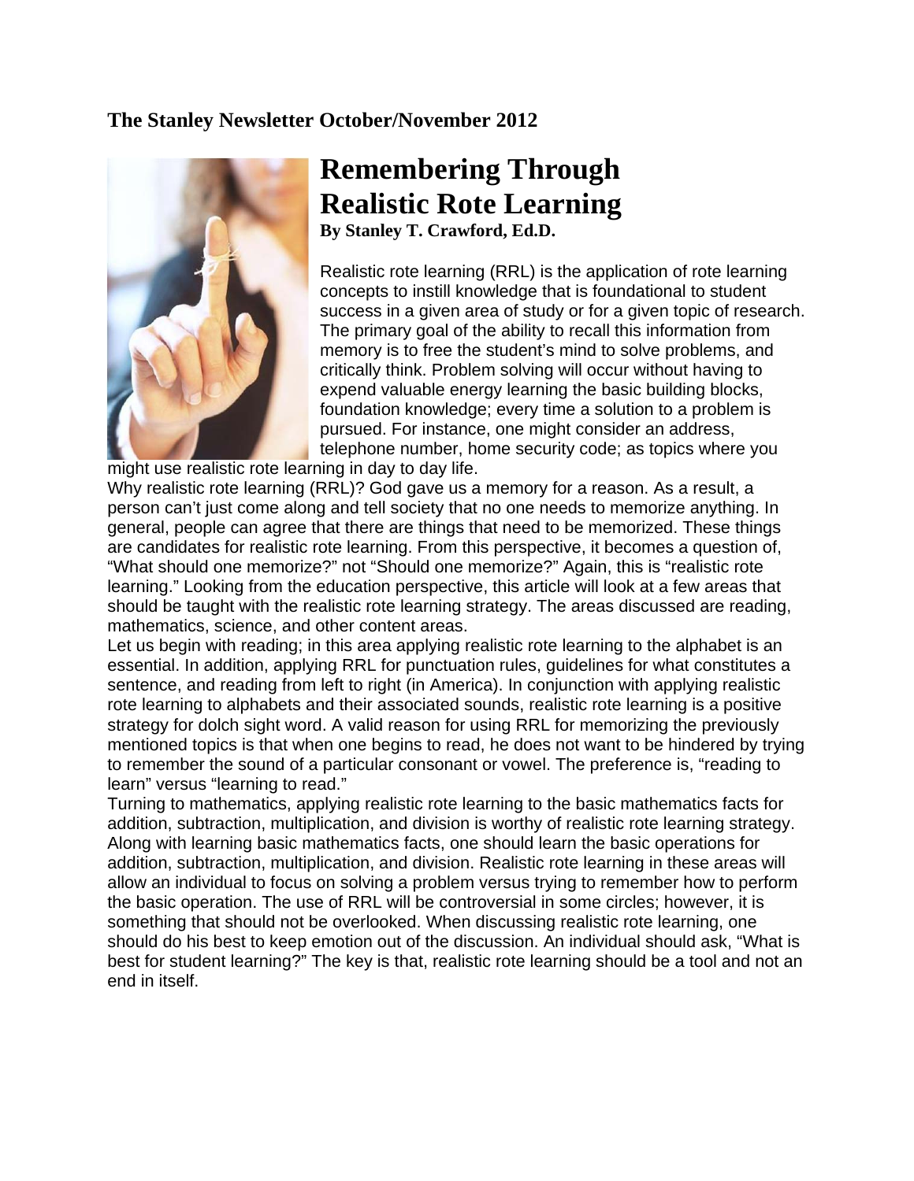**The Stanley Newsletter October/November 2012**

# Remembering Through Realistic Rote Learning

**By Stanley T. Crawford, Ed.D.**

Realistic rote learning (RRL) is the application of rote learning concepts to instill knowledge that is foundational to student success in a given area of study or for a given topic of research. The primary goal of the ability to recall this information from memory is to free the student's mind to solve problems, and critically think. Problem solving will occur without having to expend valuable energy learning the basic building blocks, foundation knowledge; every time a solution to a problem is pursued. For instance, one might consider an address, telephone number, home security code; as topics where you might use realistic rote learning in day to day life.

Why realistic rote learning (RRL)? God gave us a memory for a reason. As a result, a person can't just come along and tell society that no one needs to memorize anything. In general, people can agree that there are things that need to be memorized. These things are candidates for realistic rote learning. From this perspective, it becomes a question of, "What should one memorize?" not "Should one memorize?" Again, this is "realistic rote learning." Looking from the education perspective, this article will look at a few areas that should be taught with the realistic rote learning strategy. The areas discussed are reading, mathematics, science, and other content areas.

Let us begin with reading; in this area applying realistic rote learning to the alphabet is an essential. In addition, applying RRL for punctuation rules, guidelines for what constitutes a sentence, and reading from left to right (in America). In conjunction with applying realistic rote learning to alphabets and their associated sounds, realistic rote learning is a positive strategy for dolch sight word. A valid reason for using RRL for memorizing the previously mentioned topics is that when one begins to read, he does not want to be hindered by trying to remember the sound of a particular consonant or vowel. The preference is, "reading to learn" versus "learning to read."

Turning to mathematics, applying realistic rote learning to the basic mathematics facts for addition, subtraction, multiplication, and division is worthy of realistic rote learning strategy. Along with learning basic mathematics facts, one should learn the basic operations for addition, subtraction, multiplication, and division. Realistic rote learning in these areas will allow an individual to focus on solving a problem versus trying to remember how to perform the basic operation. The use of RRL will be controversial in some circles; however, it is something that should not be overlooked. When discussing realistic rote learning, one should do his best to keep emotion out of the discussion. An individual should ask, "What is best for student learning?" The key is that, realistic rote learning should be a tool and not an end in itself.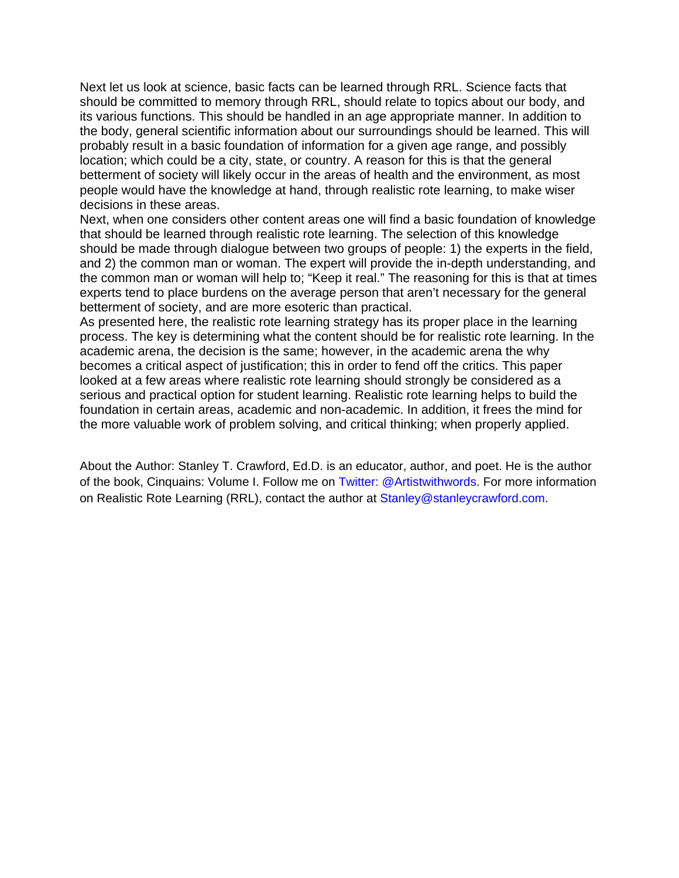Next let us look at science, basic facts can be learned through RRL. Science facts that should be committed to memory through RRL, should relate to topics about our body, and its various functions. This should be handled in an age appropriate manner. In addition to the body, general scientific information about our surroundings should be learned. This will probably result in a basic foundation of information for a given age range, and possibly location; which could be a city, state, or country. A reason for this is that the general betterment of society will likely occur in the areas of health and the environment, as most people would have the knowledge at hand, through realistic rote learning, to make wiser decisions in these areas.

Next, when one considers other content areas one will find a basic foundation of knowledge that should be learned through realistic rote learning. The selection of this knowledge should be made through dialogue between two groups of people: 1) the experts in the field, and 2) the common man or woman. The expert will provide the in-depth understanding, and the common man or woman will help to; "Keep it real." The reasoning for this is that at times experts tend to place burdens on the average person that aren't necessary for the general betterment of society, and are more esoteric than practical.

As presented here, the realistic rote learning strategy has its proper place in the learning process. The key is determining what the content should be for realistic rote learning. In the academic arena, the decision is the same; however, in the academic arena the why becomes a critical aspect of justification; this in order to fend off the critics. This paper looked at a few areas where realistic rote learning should strongly be considered as a serious and practical option for student learning. Realistic rote learning helps to build the foundation in certain areas, academic and non-academic. In addition, it frees the mind for the more valuable work of problem solving, and critical thinking; when properly applied.

About the Author: Stanley T. Crawford, Ed.D. is an educator, author, and poet. He is the author of the book, Cinquains: Volume I. Follow me on Twitter: @Artistwithwords. For more information on Realistic Rote Learning (RRL), contact the author at Stanley@stanleycrawford.com.